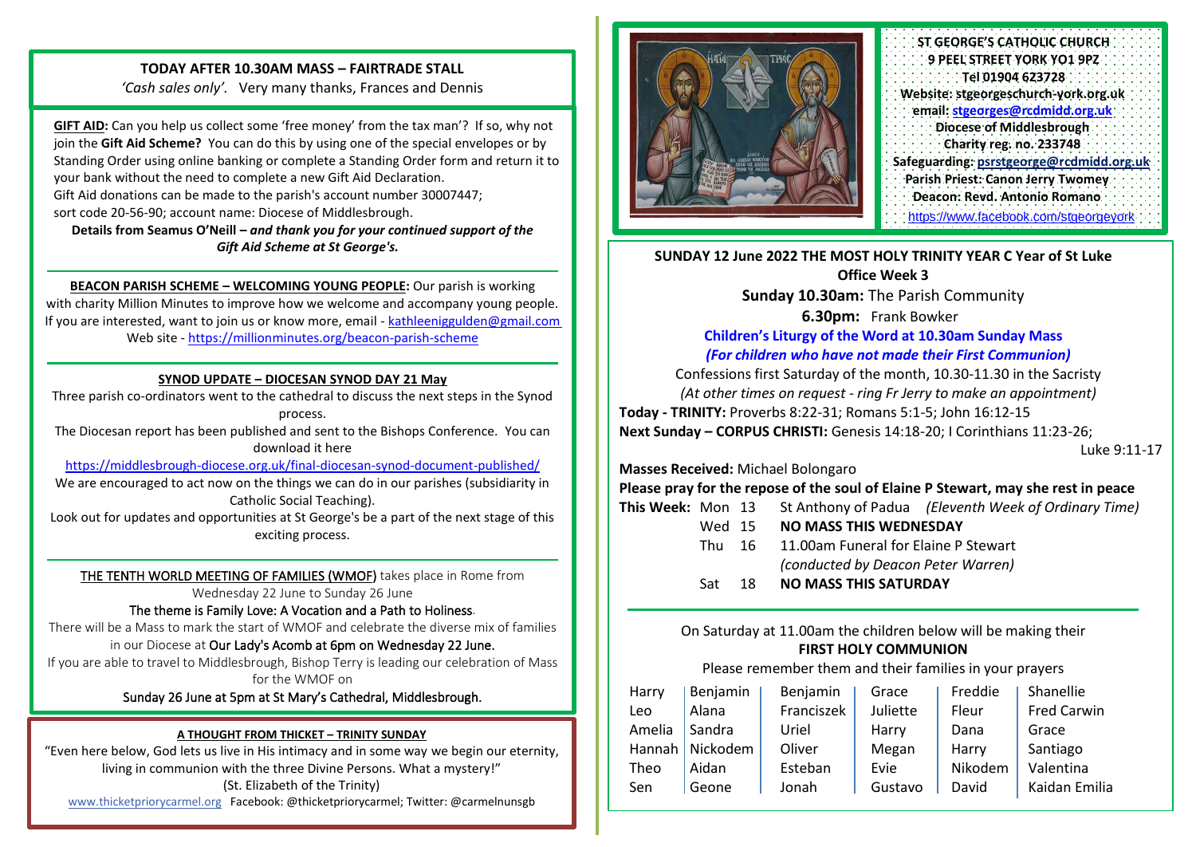**ST GEORGE'S CATHOLIC CHURCH**
**9 PEEL STREET YORK YO1 9PZ**
**Tel 01904 623728**
**Website: stgeorgeschurch-york.org.uk**
**email: stgeorges@rcdmidd.org.uk**
**Diocese of Middlesbrough**
**Charity reg. no. 233748**
**Safeguarding: psrstgeorge@rcdmidd.org.uk**
**Parish Priest: Canon Jerry Twomey**
**Deacon: Revd. Antonio Romano**
https://www.facebook.com/stgeorgeyork

**SUNDAY 12 June 2022 THE MOST HOLY TRINITY YEAR C Year of St Luke**
**Office Week 3**

**Sunday 10.30am:** The Parish Community
**6.30pm:** Frank Bowker

**Children's Liturgy of the Word at 10.30am Sunday Mass**
***(For children who have not made their First Communion)***

Confessions first Saturday of the month, 10.30-11.30 in the Sacristy
*(At other times on request - ring Fr Jerry to make an appointment)*

**Today - TRINITY:** Proverbs 8:22-31; Romans 5:1-5; John 16:12-15
**Next Sunday – CORPUS CHRISTI:** Genesis 14:18-20; I Corinthians 11:23-26; Luke 9:11-17

**Masses Received:** Michael Bolongaro
**Please pray for the repose of the soul of Elaine P Stewart, may she rest in peace**

| | | | |
|---|---|---|---|
| **This Week:** | Mon | 13 | St Anthony of Padua *(Eleventh Week of Ordinary Time)* |
| | Wed | 15 | **NO MASS THIS WEDNESDAY** |
| | Thu | 16 | 11.00am Funeral for Elaine P Stewart *(conducted by Deacon Peter Warren)* |
| | Sat | 18 | **NO MASS THIS SATURDAY** |

On Saturday at 11.00am the children below will be making their
**FIRST HOLY COMMUNION**
Please remember them and their families in your prayers

| | | | | | |
|---|---|---|---|---|---|
| Harry | Benjamin | Benjamin | Grace | Freddie | Shanellie |
| Leo | Alana | Franciszek | Juliette | Fleur | Fred Carwin |
| Amelia | Sandra | Uriel | Harry | Dana | Grace |
| Hannah | Nickodem | Oliver | Megan | Harry | Santiago |
| Theo | Aidan | Esteban | Evie | Nikodem | Valentina |
| Sen | Geone | Jonah | Gustavo | David | Kaidan Emilia |

**TODAY AFTER 10.30AM MASS – FAIRTRADE STALL**
*'Cash sales only'.* Very many thanks, Frances and Dennis

**GIFT AID:** Can you help us collect some 'free money' from the tax man? If so, why not join the **Gift Aid Scheme?** You can do this by using one of the special envelopes or by Standing Order using online banking or complete a Standing Order form and return it to your bank without the need to complete a new Gift Aid Declaration.
Gift Aid donations can be made to the parish's account number 30007447; sort code 20-56-90; account name: Diocese of Middlesbrough.
**Details from Seamus O'Neill –** ***and thank you for your continued support of the Gift Aid Scheme at St George's.***

**BEACON PARISH SCHEME – WELCOMING YOUNG PEOPLE:** Our parish is working with charity Million Minutes to improve how we welcome and accompany young people. If you are interested, want to join us or know more, email - kathleeniggulden@gmail.com
Web site - https://millionminutes.org/beacon-parish-scheme

**SYNOD UPDATE – DIOCESAN SYNOD DAY 21 May**
Three parish co-ordinators went to the cathedral to discuss the next steps in the Synod process.
The Diocesan report has been published and sent to the Bishops Conference. You can download it here
https://middlesbrough-diocese.org.uk/final-diocesan-synod-document-published/
We are encouraged to act now on the things we can do in our parishes (subsidiarity in Catholic Social Teaching).
Look out for updates and opportunities at St George's be a part of the next stage of this exciting process.

THE TENTH WORLD MEETING OF FAMILIES (WMOF) takes place in Rome from Wednesday 22 June to Sunday 26 June
The theme is Family Love: A Vocation and a Path to Holiness.
There will be a Mass to mark the start of WMOF and celebrate the diverse mix of families in our Diocese at Our Lady's Acomb at 6pm on Wednesday 22 June.
If you are able to travel to Middlesbrough, Bishop Terry is leading our celebration of Mass for the WMOF on
Sunday 26 June at 5pm at St Mary's Cathedral, Middlesbrough.

**A THOUGHT FROM THICKET – TRINITY SUNDAY**
"Even here below, God lets us live in His intimacy and in some way we begin our eternity, living in communion with the three Divine Persons. What a mystery!"
(St. Elizabeth of the Trinity)
www.thicketpriorycarmel.org Facebook: @thicketpriorycarmel; Twitter: @carmelnunsgb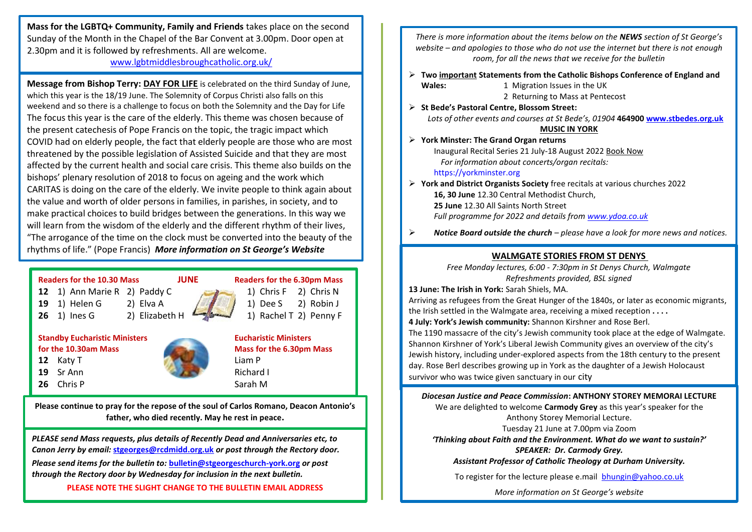**Mass for the LGBTQ+ Community, Family and Friends** takes place on the second Sunday of the Month in the Chapel of the Bar Convent at 3.00pm. Door open at 2.30pm and it is followed by refreshments. All are welcome.
www.lgbtmiddlesbroughcatholic.org.uk/

**Message from Bishop Terry: DAY FOR LIFE** is celebrated on the third Sunday of June, which this year is the 18/19 June. The Solemnity of Corpus Christi also falls on this weekend and so there is a challenge to focus on both the Solemnity and the Day for Life The focus this year is the care of the elderly. This theme was chosen because of the present catechesis of Pope Francis on the topic, the tragic impact which COVID had on elderly people, the fact that elderly people are those who are most threatened by the possible legislation of Assisted Suicide and that they are most affected by the current health and social care crisis. This theme also builds on the bishops' plenary resolution of 2018 to focus on ageing and the work which CARITAS is doing on the care of the elderly. We invite people to think again about the value and worth of older persons in families, in parishes, in society, and to make practical choices to build bridges between the generations. In this way we will learn from the wisdom of the elderly and the different rhythm of their lives, "The arrogance of the time on the clock must be converted into the beauty of the rhythms of life." (Pope Francis) ***More information on St George's Website***

**JUNE**

**Readers for the 10.30 Mass**

| | | |
|---|---|---|
| **12** | 1) Ann Marie R | 2) Paddy C |
| **19** | 1) Helen G | 2) Elva A |
| **26** | 1) Ines G | 2) Elizabeth H |

**Readers for the 6.30pm Mass**

| | |
|---|---|
| 1) Chris F | 2) Chris N |
| 1) Dee S | 2) Robin J |
| 1) Rachel T | 2) Penny F |

**Standby Eucharistic Ministers for the 10.30am Mass**

**12** Katy T
**19** Sr Ann
**26** Chris P

**Eucharistic Ministers Mass for the 6.30pm Mass**

Liam P
Richard I
Sarah M

**Please continue to pray for the repose of the soul of Carlos Romano, Deacon Antonio's father, who died recently. May he rest in peace.**

***PLEASE send Mass requests, plus details of Recently Dead and Anniversaries etc, to Canon Jerry by email: stgeorges@rcdmidd.org.uk or post through the Rectory door.***

***Please send items for the bulletin to: bulletin@stgeorgeschurch-york.org or post through the Rectory door by Wednesday for inclusion in the next bulletin.***

**PLEASE NOTE THE SLIGHT CHANGE TO THE BULLETIN EMAIL ADDRESS**

*There is more information about the items below on the **NEWS** section of St George's website – and apologies to those who do not use the internet but there is not enough room, for all the news that we receive for the bulletin*

- **Two important Statements from the Catholic Bishops Conference of England and Wales:**
  1 Migration Issues in the UK
  2 Returning to Mass at Pentecost
- **St Bede's Pastoral Centre, Blossom Street:**
  *Lots of other events and courses at St Bede's, 01904* **464900** **www.stbedes.org.uk**

**MUSIC IN YORK**

- **York Minster: The Grand Organ returns**
  Inaugural Recital Series 21 July-18 August 2022 Book Now
  *For information about concerts/organ recitals:*
  https://yorkminster.org
- **York and District Organists Society** free recitals at various churches 2022
  **16, 30 June** 12.30 Central Methodist Church,
  **25 June** 12.30 All Saints North Street
  *Full programme for 2022 and details from www.ydoa.co.uk*
- ***Notice Board outside the church** – please have a look for more news and notices.*

## WALMGATE STORIES FROM ST DENYS

*Free Monday lectures, 6:00 - 7:30pm in St Denys Church, Walmgate*
*Refreshments provided, BSL signed*

**13 June: The Irish in York:** Sarah Shiels, MA.
Arriving as refugees from the Great Hunger of the 1840s, or later as economic migrants, the Irish settled in the Walmgate area, receiving a mixed reception . . . .
**4 July: York's Jewish community:** Shannon Kirshner and Rose Berl.
The 1190 massacre of the city's Jewish community took place at the edge of Walmgate. Shannon Kirshner of York's Liberal Jewish Community gives an overview of the city's Jewish history, including under-explored aspects from the 18th century to the present day. Rose Berl describes growing up in York as the daughter of a Jewish Holocaust survivor who was twice given sanctuary in our city

***Diocesan Justice and Peace Commission*: ANTHONY STOREY MEMORAI LECTURE**

We are delighted to welcome **Carmody Grey** as this year's speaker for the Anthony Storey Memorial Lecture.
Tuesday 21 June at 7.00pm via Zoom
***'Thinking about Faith and the Environment. What do we want to sustain?'***
***SPEAKER: Dr. Carmody Grey.***
***Assistant Professor of Catholic Theology at Durham University.***

To register for the lecture please e.mail bhungin@yahoo.co.uk

*More information on St George's website*